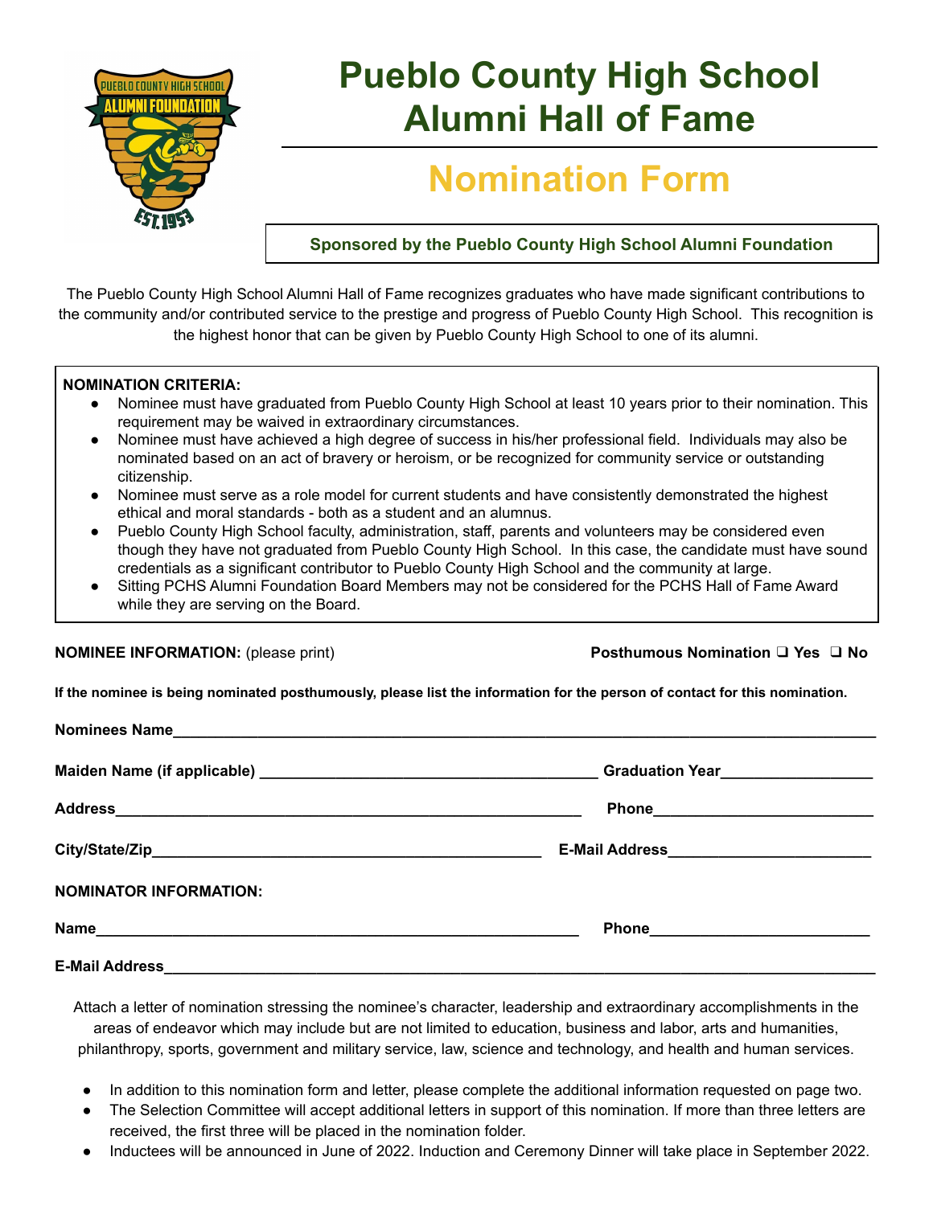# Pueblo County High School Alumni Hall of Fame

## Nomination Form

**Sponsored by the Pueblo County High School Alumni Foundation**

The Pueblo County High School Alumni Hall of Fame recognizes graduates who have made significant contributions to the community and/or contributed service to the prestige and progress of Pueblo County High School. This recognition is the highest honor that can be given by Pueblo County High School to one of its alumni.

**NOMINATION CRITERIA:**

- Nominee must have graduated from Pueblo County High School at least 10 years prior to their nomination. This requirement may be waived in extraordinary circumstances.
- Nominee must have achieved a high degree of success in his/her professional field. Individuals may also be nominated based on an act of bravery or heroism, or be recognized for community service or outstanding citizenship.
- Nominee must serve as a role model for current students and have consistently demonstrated the highest ethical and moral standards - both as a student and an alumnus.
- Pueblo County High School faculty, administration, staff, parents and volunteers may be considered even though they have not graduated from Pueblo County High School. In this case, the candidate must have sound credentials as a significant contributor to Pueblo County High School and the community at large.
- Sitting PCHS Alumni Foundation Board Members may not be considered for the PCHS Hall of Fame Award while they are serving on the Board.

**NOMINEE INFORMATION:** (please print) **Posthumous Nomination ❑ Yes ❑ No**

**If the nominee is being nominated posthumously, please list the information for the person of contact for this nomination.**

**Nominees Name**\_\_\_\_\_\_\_\_\_\_\_\_\_\_\_\_\_\_\_\_\_\_\_\_\_\_\_\_\_\_\_\_\_\_\_\_\_\_\_\_\_\_\_\_\_\_\_\_

**Maiden Name (if applicable)** \_\_\_\_\_\_\_\_\_\_\_\_\_\_\_\_\_\_\_\_\_\_\_\_ **Graduation Year**\_\_\_\_\_\_\_\_\_\_

**Address**\_\_\_\_\_\_\_\_\_\_\_\_\_\_\_\_\_\_\_\_\_\_\_\_\_\_\_\_\_\_\_\_\_\_ **Phone**\_\_\_\_\_\_\_\_\_\_\_\_\_\_\_

**City/State/Zip**\_\_\_\_\_\_\_\_\_\_\_\_\_\_\_\_\_\_\_\_\_\_\_\_\_\_\_\_ **E-Mail Address**\_\_\_\_\_\_\_\_\_\_\_\_\_\_

**NOMINATOR INFORMATION:**

**Name**\_\_\_\_\_\_\_\_\_\_\_\_\_\_\_\_\_\_\_\_\_\_\_\_\_\_\_\_\_\_\_\_\_\_\_\_ **Phone**\_\_\_\_\_\_\_\_\_\_\_\_\_\_\_

**E-Mail Address**\_\_\_\_\_\_\_\_\_\_\_\_\_\_\_\_\_\_\_\_\_\_\_\_\_\_\_\_\_\_\_\_\_\_\_\_\_\_\_\_\_\_\_\_\_\_\_\_

Attach a letter of nomination stressing the nominee's character, leadership and extraordinary accomplishments in the areas of endeavor which may include but are not limited to education, business and labor, arts and humanities, philanthropy, sports, government and military service, law, science and technology, and health and human services.

- In addition to this nomination form and letter, please complete the additional information requested on page two.
- The Selection Committee will accept additional letters in support of this nomination. If more than three letters are received, the first three will be placed in the nomination folder.
- Inductees will be announced in June of 2022. Induction and Ceremony Dinner will take place in September 2022.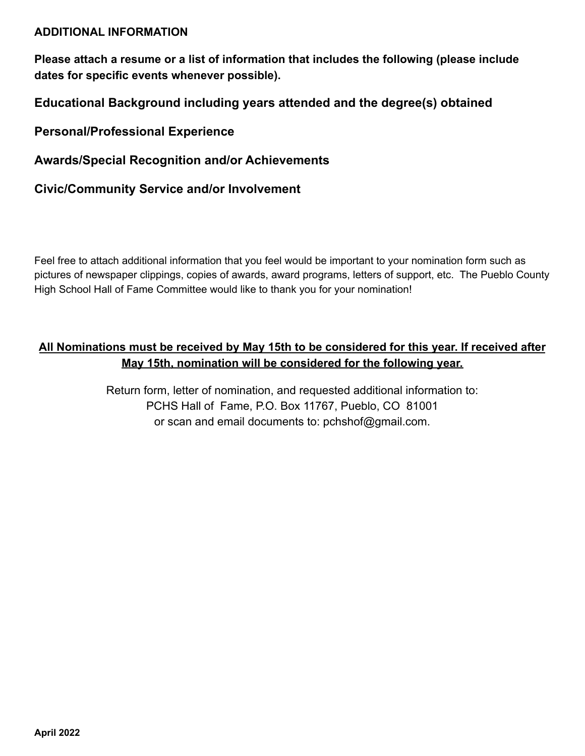**ADDITIONAL INFORMATION**

**Please attach a resume or a list of information that includes the following (please include dates for specific events whenever possible).**

**Educational Background including years attended and the degree(s) obtained**

**Personal/Professional Experience**

**Awards/Special Recognition and/or Achievements**

**Civic/Community Service and/or Involvement**

Feel free to attach additional information that you feel would be important to your nomination form such as pictures of newspaper clippings, copies of awards, award programs, letters of support, etc. The Pueblo County High School Hall of Fame Committee would like to thank you for your nomination!

**<u>All Nominations must be received by May 15th to be considered for this year. If received after May 15th, nomination will be considered for the following year.</u>**

Return form, letter of nomination, and requested additional information to:
PCHS Hall of Fame, P.O. Box 11767, Pueblo, CO 81001
or scan and email documents to: pchshof@gmail.com.

**April 2022**